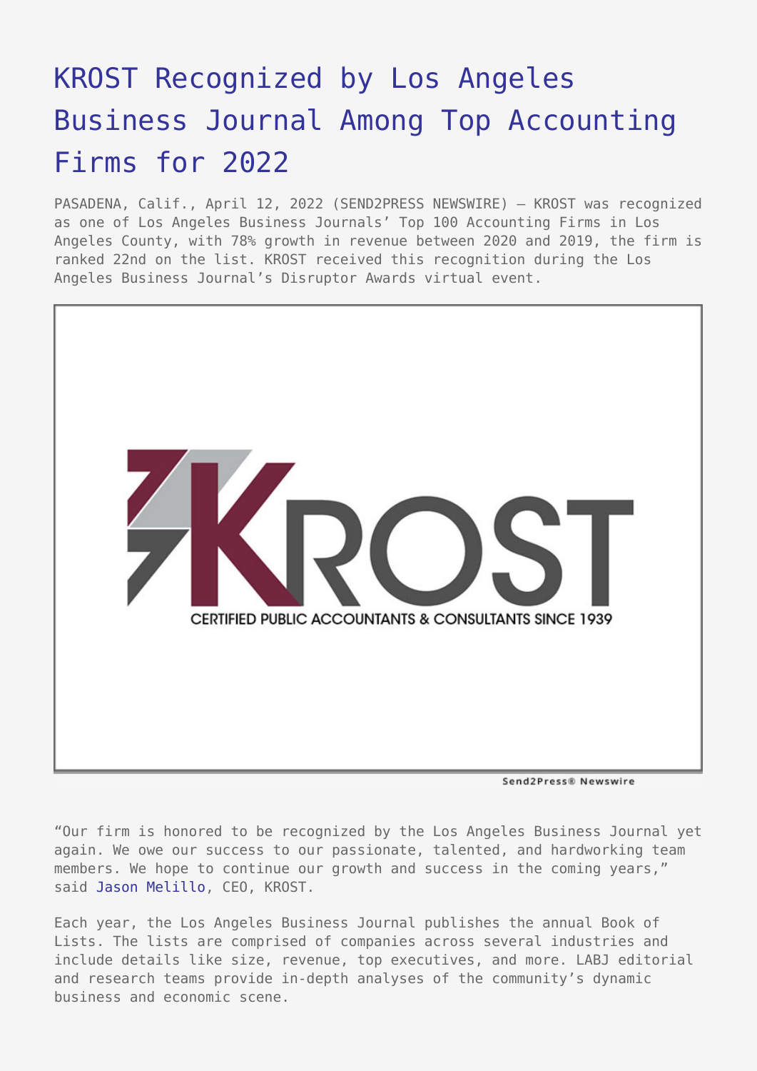# KROST Recognized by Los Angeles Business Journal Among Top Accounting Firms for 2022

PASADENA, Calif., April 12, 2022 (SEND2PRESS NEWSWIRE) — KROST was recognized as one of Los Angeles Business Journals' Top 100 Accounting Firms in Los Angeles County, with 78% growth in revenue between 2020 and 2019, the firm is ranked 22nd on the list. KROST received this recognition during the Los Angeles Business Journal's Disruptor Awards virtual event.

"Our firm is honored to be recognized by the Los Angeles Business Journal yet again. We owe our success to our passionate, talented, and hardworking team members. We hope to continue our growth and success in the coming years," said Jason Melillo, CEO, KROST.

Each year, the Los Angeles Business Journal publishes the annual Book of Lists. The lists are comprised of companies across several industries and include details like size, revenue, top executives, and more. LABJ editorial and research teams provide in-depth analyses of the community's dynamic business and economic scene.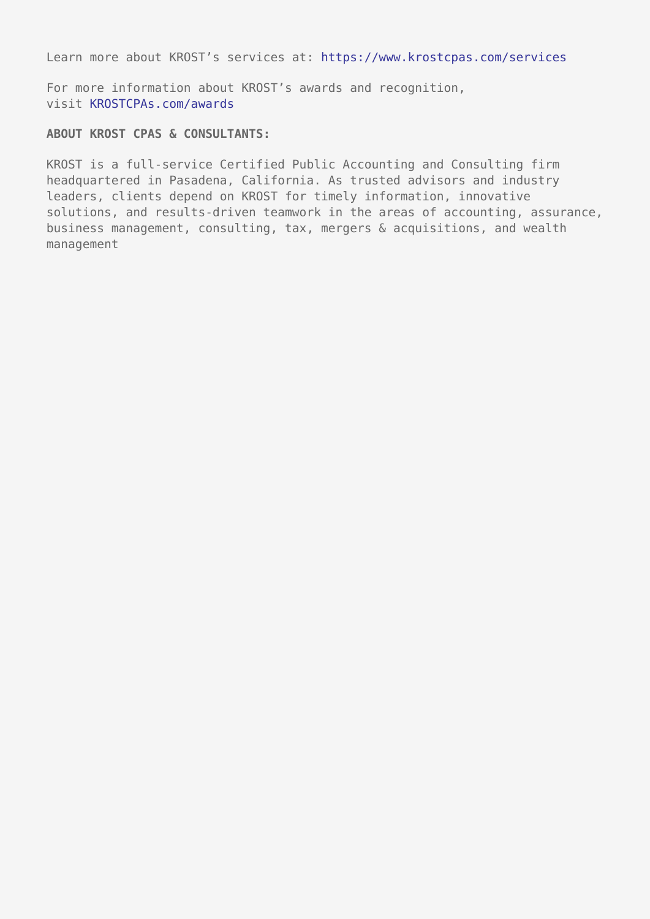Learn more about KROST's services at: https://www.krostcpas.com/services

For more information about KROST's awards and recognition, visit KROSTCPAs.com/awards

**ABOUT KROST CPAS & CONSULTANTS:**

KROST is a full-service Certified Public Accounting and Consulting firm headquartered in Pasadena, California. As trusted advisors and industry leaders, clients depend on KROST for timely information, innovative solutions, and results-driven teamwork in the areas of accounting, assurance, business management, consulting, tax, mergers & acquisitions, and wealth management